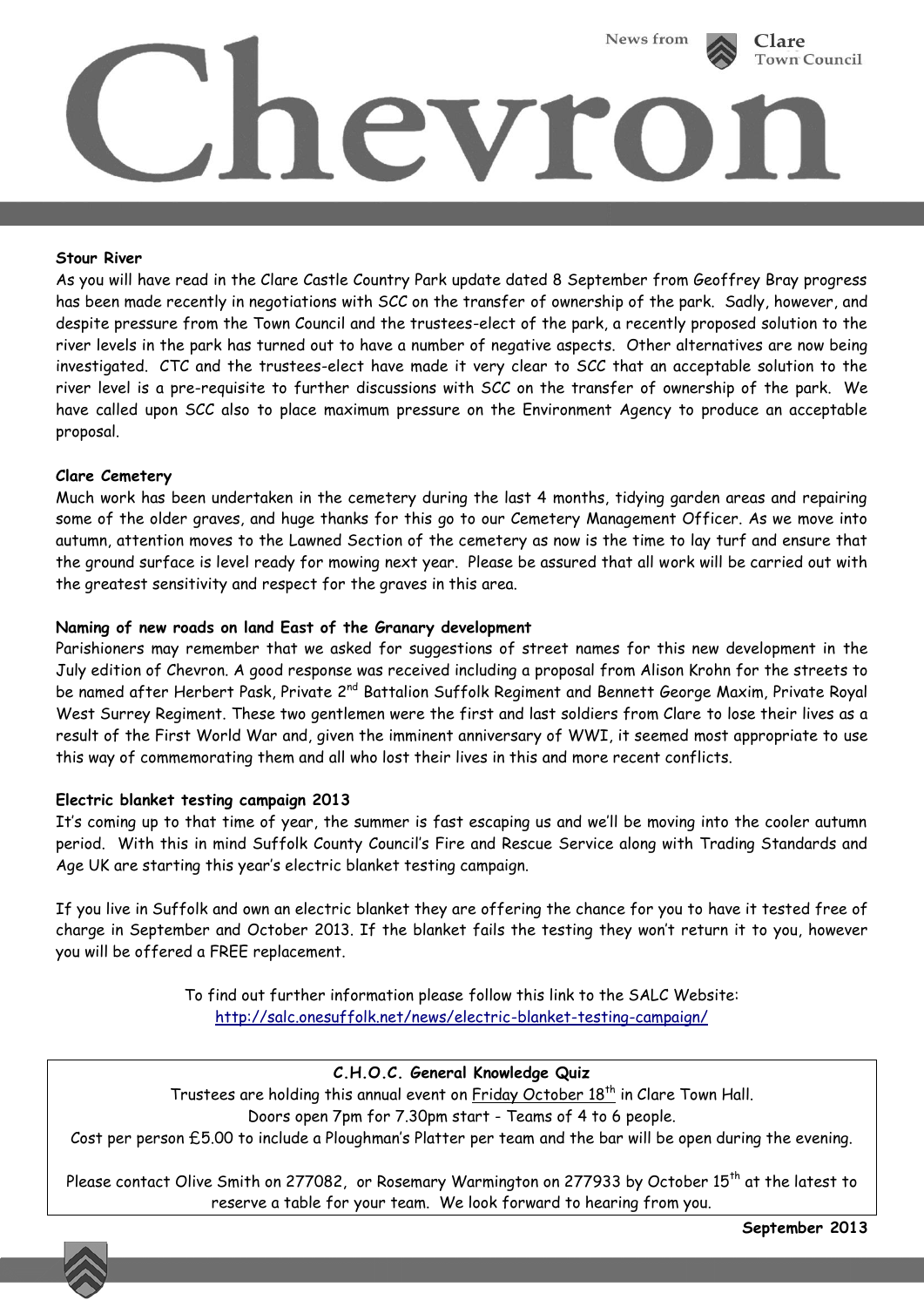# Chevron

News from Clare Town Council

**Stour River**

As you will have read in the Clare Castle Country Park update dated 8 September from Geoffrey Bray progress has been made recently in negotiations with SCC on the transfer of ownership of the park. Sadly, however, and despite pressure from the Town Council and the trustees-elect of the park, a recently proposed solution to the river levels in the park has turned out to have a number of negative aspects. Other alternatives are now being investigated. CTC and the trustees-elect have made it very clear to SCC that an acceptable solution to the river level is a pre-requisite to further discussions with SCC on the transfer of ownership of the park. We have called upon SCC also to place maximum pressure on the Environment Agency to produce an acceptable proposal.

**Clare Cemetery**

Much work has been undertaken in the cemetery during the last 4 months, tidying garden areas and repairing some of the older graves, and huge thanks for this go to our Cemetery Management Officer. As we move into autumn, attention moves to the Lawned Section of the cemetery as now is the time to lay turf and ensure that the ground surface is level ready for mowing next year. Please be assured that all work will be carried out with the greatest sensitivity and respect for the graves in this area.

**Naming of new roads on land East of the Granary development**

Parishioners may remember that we asked for suggestions of street names for this new development in the July edition of Chevron. A good response was received including a proposal from Alison Krohn for the streets to be named after Herbert Pask, Private 2nd Battalion Suffolk Regiment and Bennett George Maxim, Private Royal West Surrey Regiment. These two gentlemen were the first and last soldiers from Clare to lose their lives as a result of the First World War and, given the imminent anniversary of WWI, it seemed most appropriate to use this way of commemorating them and all who lost their lives in this and more recent conflicts.

**Electric blanket testing campaign 2013**

It's coming up to that time of year, the summer is fast escaping us and we'll be moving into the cooler autumn period. With this in mind Suffolk County Council's Fire and Rescue Service along with Trading Standards and Age UK are starting this year's electric blanket testing campaign.

If you live in Suffolk and own an electric blanket they are offering the chance for you to have it tested free of charge in September and October 2013. If the blanket fails the testing they won't return it to you, however you will be offered a FREE replacement.

To find out further information please follow this link to the SALC Website: http://salc.onesuffolk.net/news/electric-blanket-testing-campaign/

**C.H.O.C. General Knowledge Quiz**

Trustees are holding this annual event on Friday October 18th in Clare Town Hall.
Doors open 7pm for 7.30pm start - Teams of 4 to 6 people.
Cost per person £5.00 to include a Ploughman's Platter per team and the bar will be open during the evening.

Please contact Olive Smith on 277082, or Rosemary Warmington on 277933 by October 15th at the latest to reserve a table for your team. We look forward to hearing from you.

**September 2013**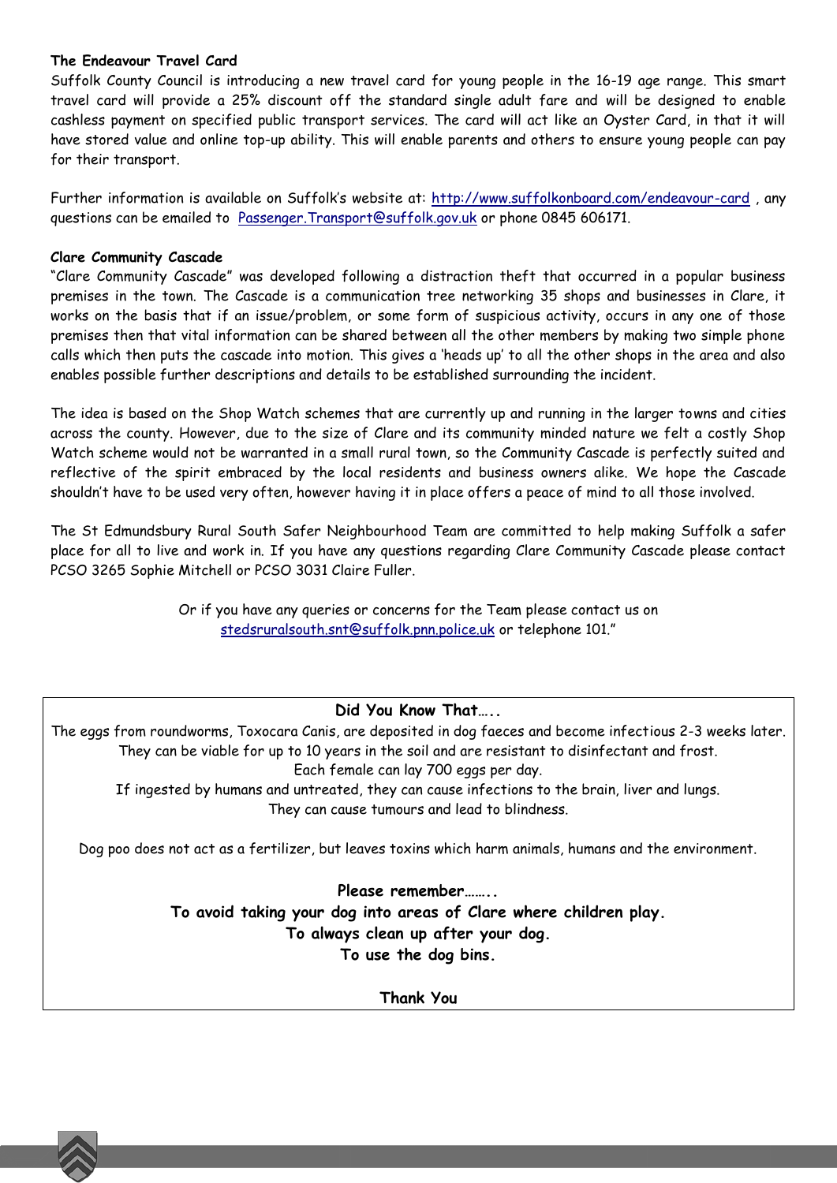**The Endeavour Travel Card**

Suffolk County Council is introducing a new travel card for young people in the 16-19 age range. This smart travel card will provide a 25% discount off the standard single adult fare and will be designed to enable cashless payment on specified public transport services. The card will act like an Oyster Card, in that it will have stored value and online top-up ability. This will enable parents and others to ensure young people can pay for their transport.

Further information is available on Suffolk's website at: http://www.suffolkonboard.com/endeavour-card , any questions can be emailed to Passenger.Transport@suffolk.gov.uk or phone 0845 606171.

**Clare Community Cascade**

"Clare Community Cascade" was developed following a distraction theft that occurred in a popular business premises in the town. The Cascade is a communication tree networking 35 shops and businesses in Clare, it works on the basis that if an issue/problem, or some form of suspicious activity, occurs in any one of those premises then that vital information can be shared between all the other members by making two simple phone calls which then puts the cascade into motion. This gives a 'heads up' to all the other shops in the area and also enables possible further descriptions and details to be established surrounding the incident.

The idea is based on the Shop Watch schemes that are currently up and running in the larger towns and cities across the county. However, due to the size of Clare and its community minded nature we felt a costly Shop Watch scheme would not be warranted in a small rural town, so the Community Cascade is perfectly suited and reflective of the spirit embraced by the local residents and business owners alike. We hope the Cascade shouldn't have to be used very often, however having it in place offers a peace of mind to all those involved.

The St Edmundsbury Rural South Safer Neighbourhood Team are committed to help making Suffolk a safer place for all to live and work in. If you have any questions regarding Clare Community Cascade please contact PCSO 3265 Sophie Mitchell or PCSO 3031 Claire Fuller.

Or if you have any queries or concerns for the Team please contact us on stedsruralsouth.snt@suffolk.pnn.police.uk or telephone 101."

**Did You Know That…..**

The eggs from roundworms, Toxocara Canis, are deposited in dog faeces and become infectious 2-3 weeks later.
They can be viable for up to 10 years in the soil and are resistant to disinfectant and frost.
Each female can lay 700 eggs per day.
If ingested by humans and untreated, they can cause infections to the brain, liver and lungs.
They can cause tumours and lead to blindness.

Dog poo does not act as a fertilizer, but leaves toxins which harm animals, humans and the environment.

**Please remember……..**
**To avoid taking your dog into areas of Clare where children play.**
**To always clean up after your dog.**
**To use the dog bins.**

**Thank You**